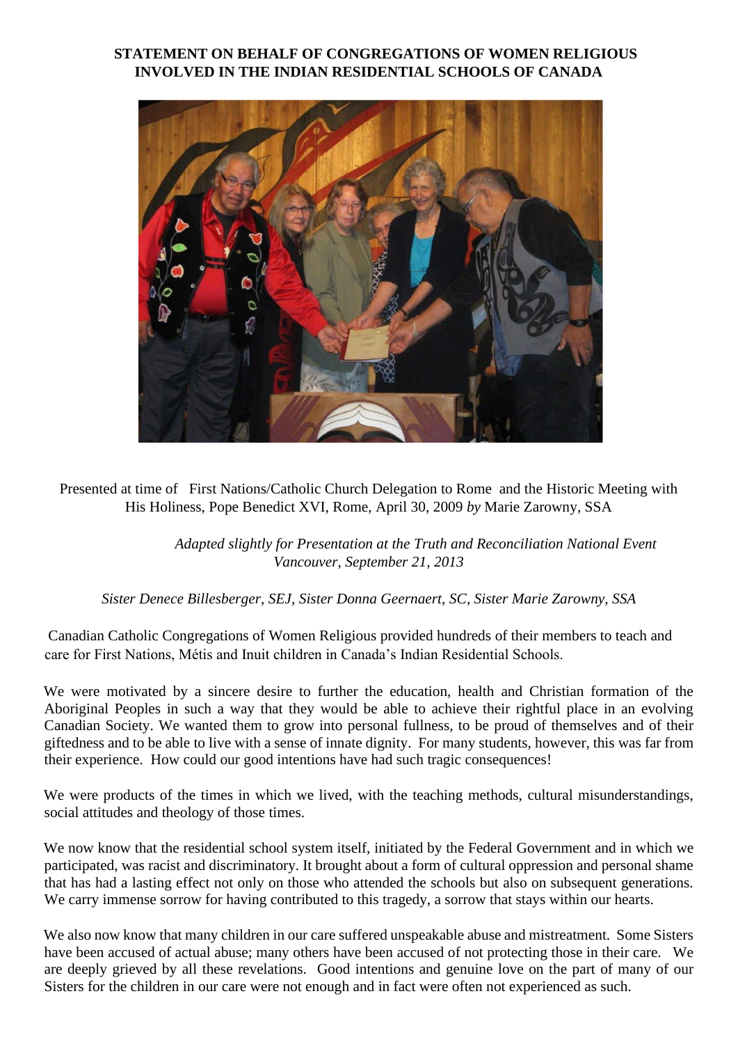**STATEMENT ON BEHALF OF CONGREGATIONS OF WOMEN RELIGIOUS INVOLVED IN THE INDIAN RESIDENTIAL SCHOOLS OF CANADA**

Presented at time of First Nations/Catholic Church Delegation to Rome and the Historic Meeting with His Holiness, Pope Benedict XVI, Rome, April 30, 2009 *by* Marie Zarowny, SSA

*Adapted slightly for Presentation at the Truth and Reconciliation National Event Vancouver, September 21, 2013*

*Sister Denece Billesberger, SEJ, Sister Donna Geernaert, SC, Sister Marie Zarowny, SSA*

Canadian Catholic Congregations of Women Religious provided hundreds of their members to teach and care for First Nations, Métis and Inuit children in Canada's Indian Residential Schools.

We were motivated by a sincere desire to further the education, health and Christian formation of the Aboriginal Peoples in such a way that they would be able to achieve their rightful place in an evolving Canadian Society. We wanted them to grow into personal fullness, to be proud of themselves and of their giftedness and to be able to live with a sense of innate dignity. For many students, however, this was far from their experience. How could our good intentions have had such tragic consequences!

We were products of the times in which we lived, with the teaching methods, cultural misunderstandings, social attitudes and theology of those times.

We now know that the residential school system itself, initiated by the Federal Government and in which we participated, was racist and discriminatory. It brought about a form of cultural oppression and personal shame that has had a lasting effect not only on those who attended the schools but also on subsequent generations. We carry immense sorrow for having contributed to this tragedy, a sorrow that stays within our hearts.

We also now know that many children in our care suffered unspeakable abuse and mistreatment. Some Sisters have been accused of actual abuse; many others have been accused of not protecting those in their care. We are deeply grieved by all these revelations. Good intentions and genuine love on the part of many of our Sisters for the children in our care were not enough and in fact were often not experienced as such.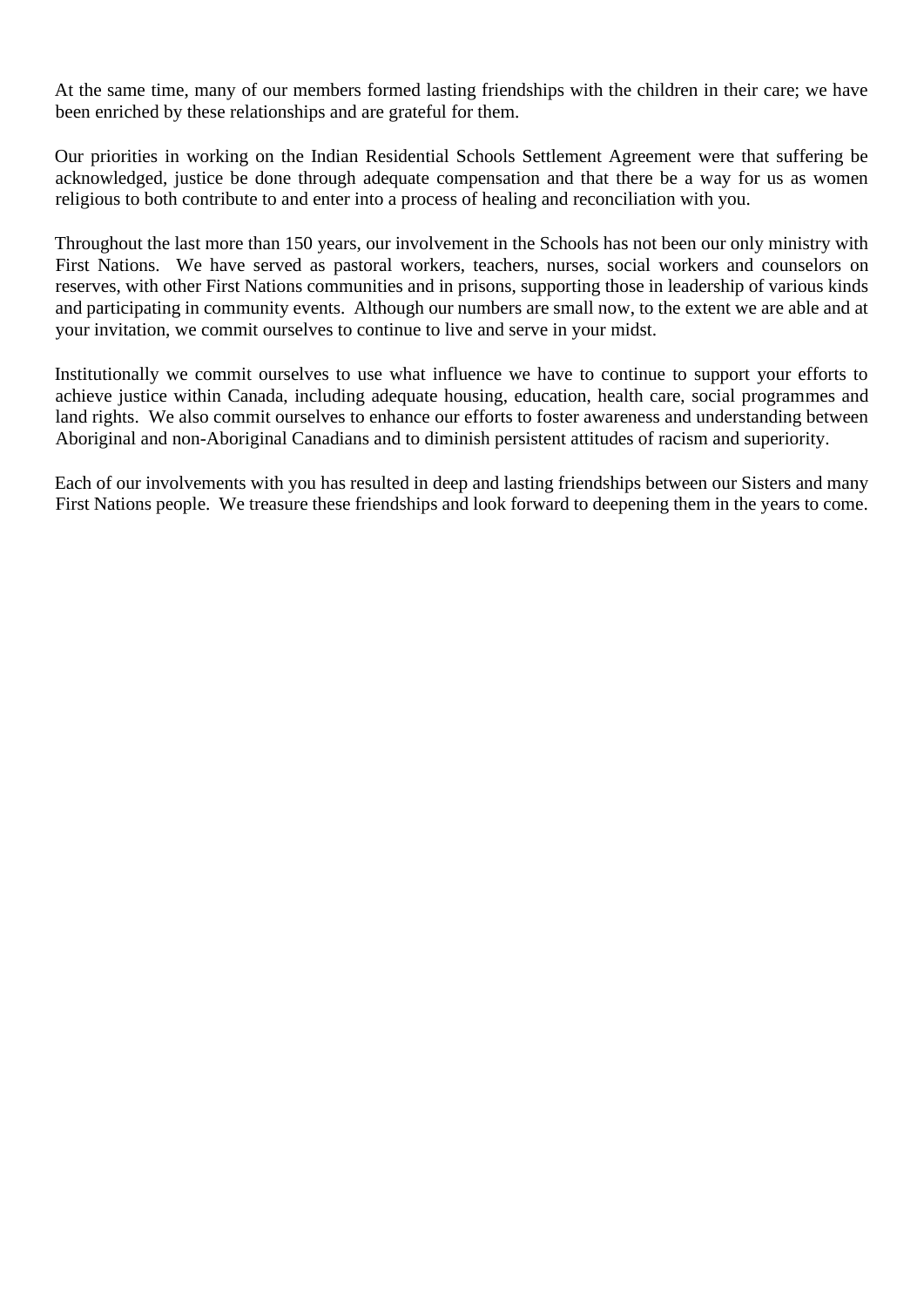At the same time, many of our members formed lasting friendships with the children in their care; we have been enriched by these relationships and are grateful for them.

Our priorities in working on the Indian Residential Schools Settlement Agreement were that suffering be acknowledged, justice be done through adequate compensation and that there be a way for us as women religious to both contribute to and enter into a process of healing and reconciliation with you.

Throughout the last more than 150 years, our involvement in the Schools has not been our only ministry with First Nations. We have served as pastoral workers, teachers, nurses, social workers and counselors on reserves, with other First Nations communities and in prisons, supporting those in leadership of various kinds and participating in community events. Although our numbers are small now, to the extent we are able and at your invitation, we commit ourselves to continue to live and serve in your midst.

Institutionally we commit ourselves to use what influence we have to continue to support your efforts to achieve justice within Canada, including adequate housing, education, health care, social programmes and land rights. We also commit ourselves to enhance our efforts to foster awareness and understanding between Aboriginal and non-Aboriginal Canadians and to diminish persistent attitudes of racism and superiority.

Each of our involvements with you has resulted in deep and lasting friendships between our Sisters and many First Nations people. We treasure these friendships and look forward to deepening them in the years to come.